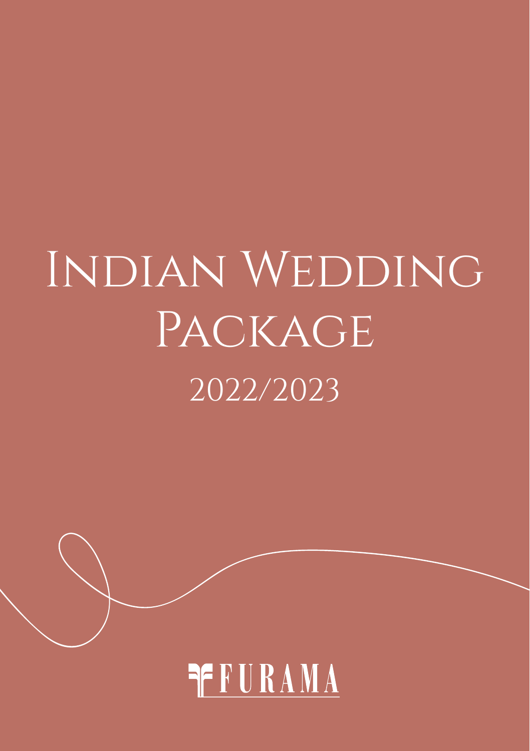# Indian Wedding Package

## 2022/2023

FURAMA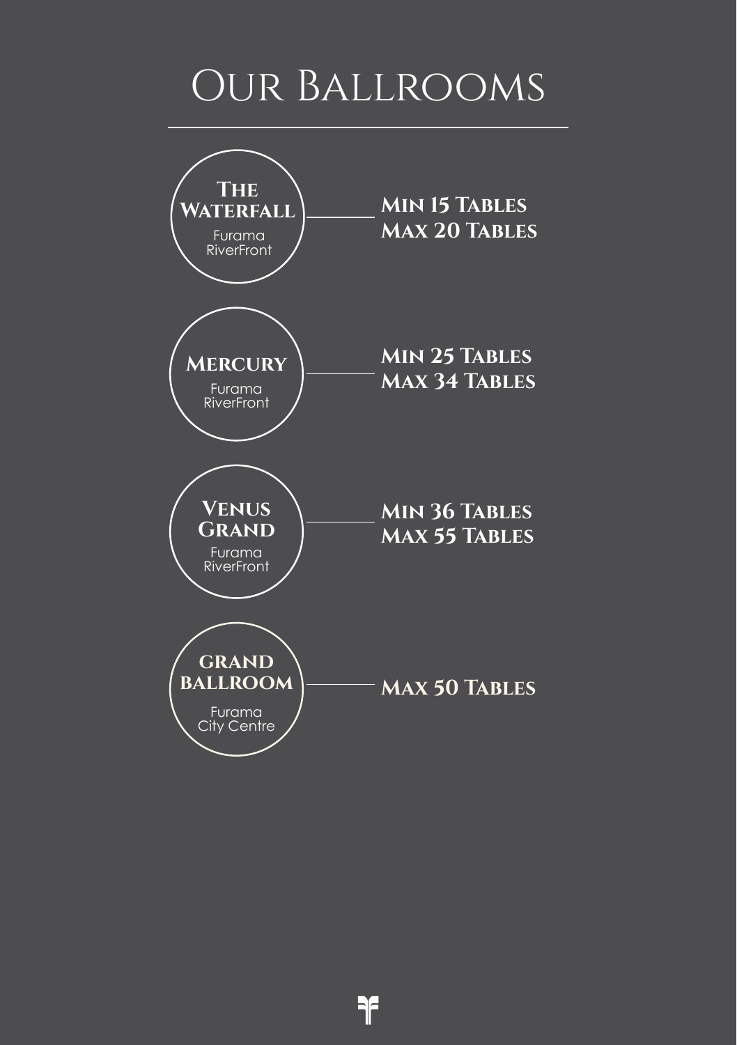# Our Ballrooms

**The Waterfall**
Furama RiverFront

**Min 15 Tables**
**Max 20 Tables**

**Mercury**
Furama RiverFront

**Min 25 Tables**
**Max 34 Tables**

**Venus Grand**
Furama RiverFront

**Min 36 Tables**
**Max 55 Tables**

**GRAND BALLROOM**
Furama City Centre

**Max 50 Tables**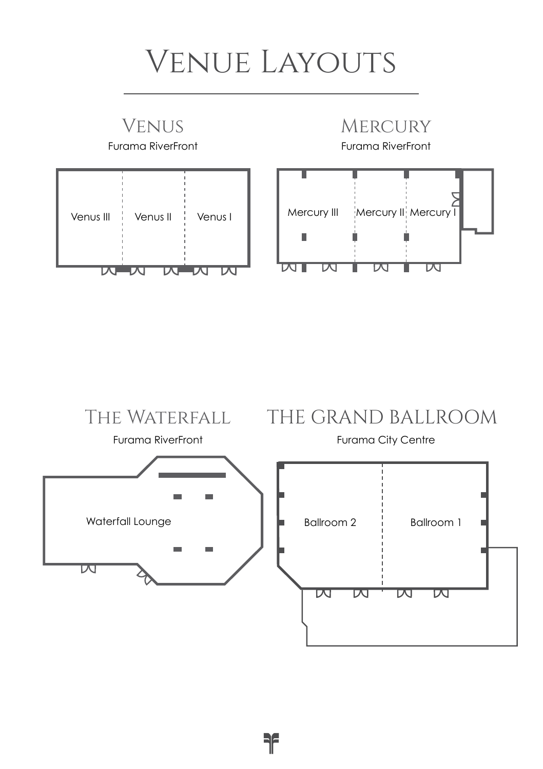# Venue Layouts

## Venus

Furama RiverFront

Venus III | Venus II | Venus I

## Mercury

Furama RiverFront

Mercury III | Mercury II | Mercury I

## The Waterfall

Furama RiverFront

Waterfall Lounge

## The Grand Ballroom

Furama City Centre

Ballroom 2 | Ballroom 1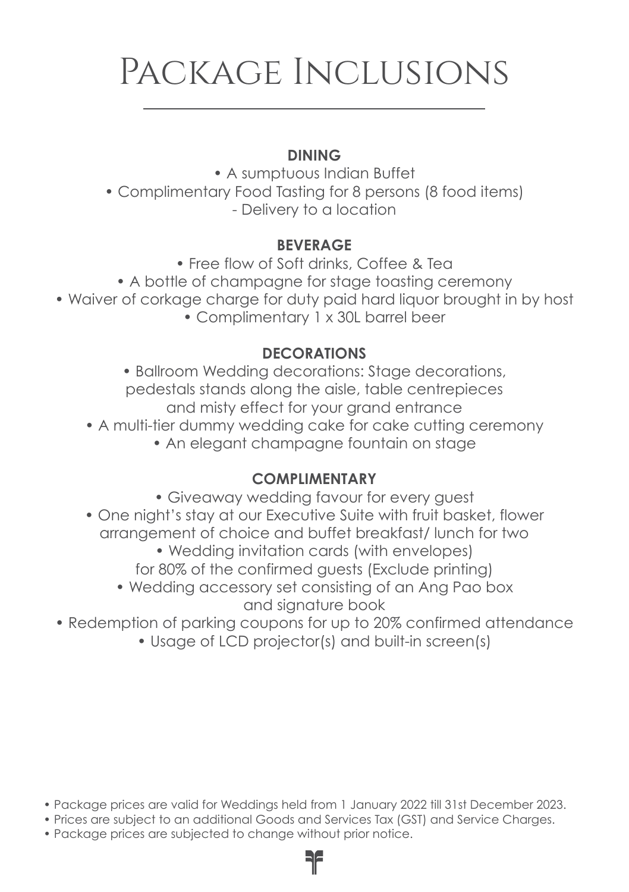# Package Inclusions

## DINING

- A sumptuous Indian Buffet
- Complimentary Food Tasting for 8 persons (8 food items)
  - Delivery to a location

## BEVERAGE

- Free flow of Soft drinks, Coffee & Tea
- A bottle of champagne for stage toasting ceremony
- Waiver of corkage charge for duty paid hard liquor brought in by host
- Complimentary 1 x 30L barrel beer

## DECORATIONS

- Ballroom Wedding decorations: Stage decorations, pedestals stands along the aisle, table centrepieces and misty effect for your grand entrance
- A multi-tier dummy wedding cake for cake cutting ceremony
- An elegant champagne fountain on stage

## COMPLIMENTARY

- Giveaway wedding favour for every guest
- One night's stay at our Executive Suite with fruit basket, flower arrangement of choice and buffet breakfast/ lunch for two
- Wedding invitation cards (with envelopes) for 80% of the confirmed guests (Exclude printing)
- Wedding accessory set consisting of an Ang Pao box and signature book
- Redemption of parking coupons for up to 20% confirmed attendance
- Usage of LCD projector(s) and built-in screen(s)

- Package prices are valid for Weddings held from 1 January 2022 till 31st December 2023.
- Prices are subject to an additional Goods and Services Tax (GST) and Service Charges.
- Package prices are subjected to change without prior notice.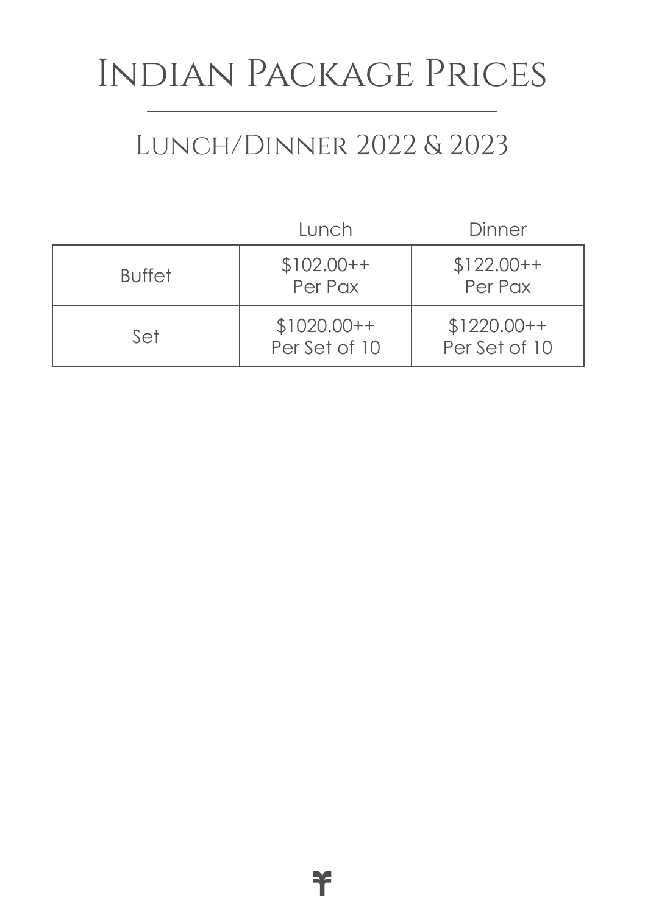# Indian Package Prices

## Lunch/Dinner 2022 & 2023

| | Lunch | Dinner |
|---|---|---|
| Buffet | $102.00++ Per Pax | $122.00++ Per Pax |
| Set | $1020.00++ Per Set of 10 | $1220.00++ Per Set of 10 |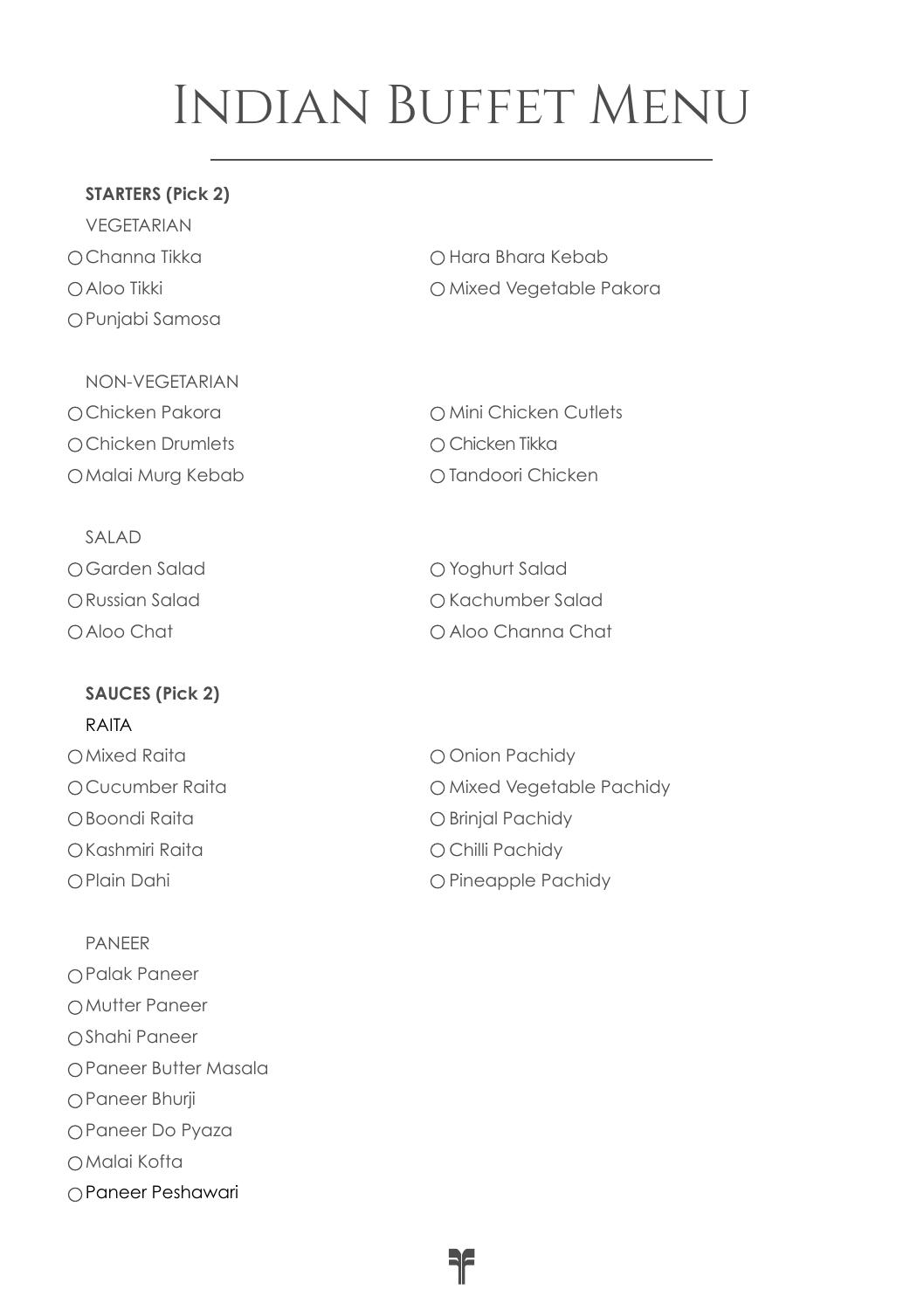# Indian Buffet Menu

**STARTERS (Pick 2)**

VEGETARIAN

- ○ Channa Tikka
- ○ Aloo Tikki
- ○ Punjabi Samosa
- ○ Hara Bhara Kebab
- ○ Mixed Vegetable Pakora

NON-VEGETARIAN

- ○ Chicken Pakora
- ○ Chicken Drumlets
- ○ Malai Murg Kebab
- ○ Mini Chicken Cutlets
- ○ Chicken Tikka
- ○ Tandoori Chicken

SALAD

- ○ Garden Salad
- ○ Russian Salad
- ○ Aloo Chat
- ○ Yoghurt Salad
- ○ Kachumber Salad
- ○ Aloo Channa Chat

**SAUCES (Pick 2)**

RAITA

- ○ Mixed Raita
- ○ Cucumber Raita
- ○ Boondi Raita
- ○ Kashmiri Raita
- ○ Plain Dahi
- ○ Onion Pachidy
- ○ Mixed Vegetable Pachidy
- ○ Brinjal Pachidy
- ○ Chilli Pachidy
- ○ Pineapple Pachidy

PANEER

- ○ Palak Paneer
- ○ Mutter Paneer
- ○ Shahi Paneer
- ○ Paneer Butter Masala
- ○ Paneer Bhurji
- ○ Paneer Do Pyaza
- ○ Malai Kofta
- ○ Paneer Peshawari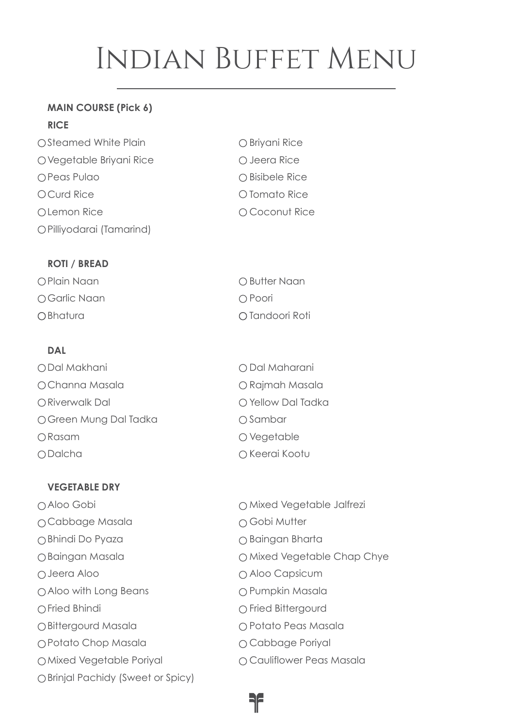# Indian Buffet Menu

**MAIN COURSE (Pick 6)**

**RICE**

- ○ Steamed White Plain
- ○ Vegetable Briyani Rice
- ○ Peas Pulao
- ○ Curd Rice
- ○ Lemon Rice
- ○ Pilliyodarai (Tamarind)
- ○ Briyani Rice
- ○ Jeera Rice
- ○ Bisibele Rice
- ○ Tomato Rice
- ○ Coconut Rice

**ROTI / BREAD**

- ○ Plain Naan
- ○ Garlic Naan
- ○ Bhatura
- ○ Butter Naan
- ○ Poori
- ○ Tandoori Roti

**DAL**

- ○ Dal Makhani
- ○ Channa Masala
- ○ Riverwalk Dal
- ○ Green Mung Dal Tadka
- ○ Rasam
- ○ Dalcha
- ○ Dal Maharani
- ○ Rajmah Masala
- ○ Yellow Dal Tadka
- ○ Sambar
- ○ Vegetable
- ○ Keerai Kootu

**VEGETABLE DRY**

- ○ Aloo Gobi
- ○ Cabbage Masala
- ○ Bhindi Do Pyaza
- ○ Baingan Masala
- ○ Jeera Aloo
- ○ Aloo with Long Beans
- ○ Fried Bhindi
- ○ Bittergourd Masala
- ○ Potato Chop Masala
- ○ Mixed Vegetable Poriyal
- ○ Brinjal Pachidy (Sweet or Spicy)
- ○ Mixed Vegetable Jalfrezi
- ○ Gobi Mutter
- ○ Baingan Bharta
- ○ Mixed Vegetable Chap Chye
- ○ Aloo Capsicum
- ○ Pumpkin Masala
- ○ Fried Bittergourd
- ○ Potato Peas Masala
- ○ Cabbage Poriyal
- ○ Cauliflower Peas Masala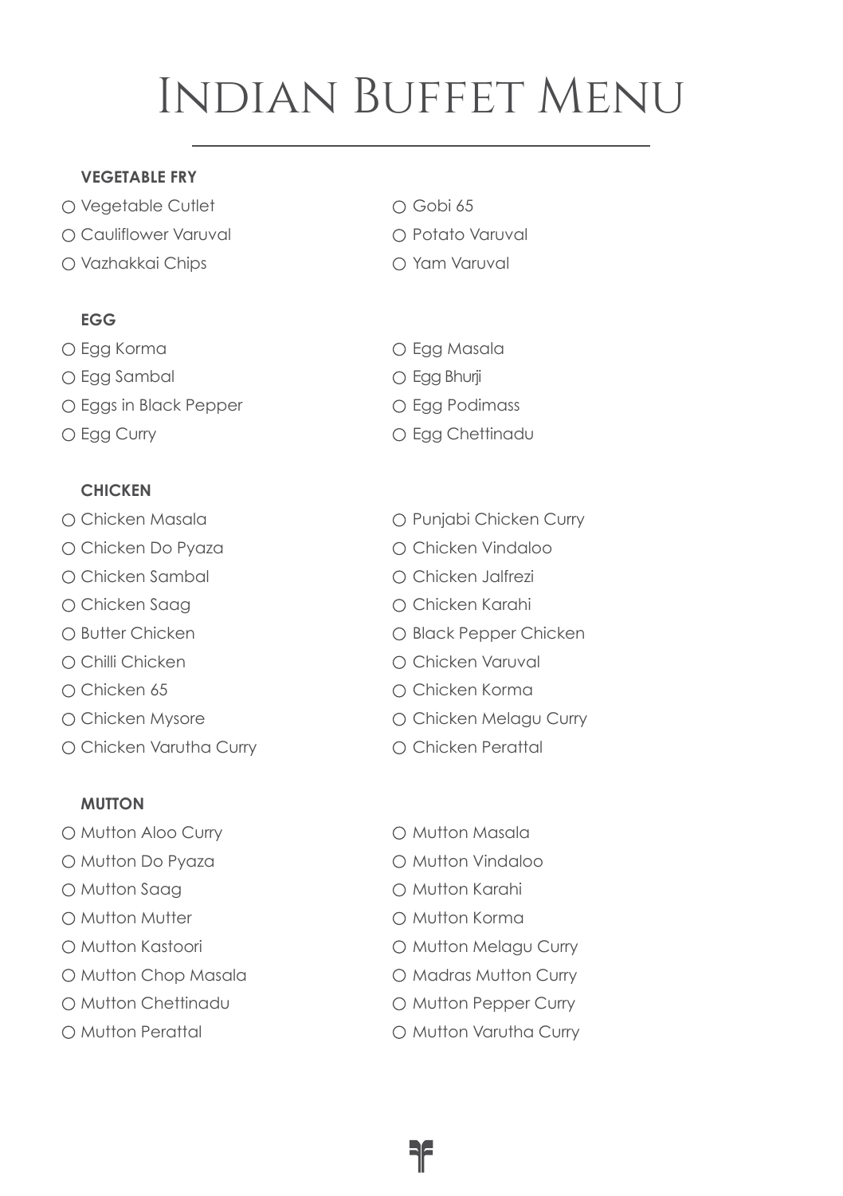# Indian Buffet Menu

### VEGETABLE FRY

- ○ Vegetable Cutlet
- ○ Cauliflower Varuval
- ○ Vazhakkai Chips
- ○ Gobi 65
- ○ Potato Varuval
- ○ Yam Varuval

### EGG

- ○ Egg Korma
- ○ Egg Sambal
- ○ Eggs in Black Pepper
- ○ Egg Curry
- ○ Egg Masala
- ○ Egg Bhurji
- ○ Egg Podimass
- ○ Egg Chettinadu

### CHICKEN

- ○ Chicken Masala
- ○ Chicken Do Pyaza
- ○ Chicken Sambal
- ○ Chicken Saag
- ○ Butter Chicken
- ○ Chilli Chicken
- ○ Chicken 65
- ○ Chicken Mysore
- ○ Chicken Varutha Curry
- ○ Punjabi Chicken Curry
- ○ Chicken Vindaloo
- ○ Chicken Jalfrezi
- ○ Chicken Karahi
- ○ Black Pepper Chicken
- ○ Chicken Varuval
- ○ Chicken Korma
- ○ Chicken Melagu Curry
- ○ Chicken Perattal

### MUTTON

- ○ Mutton Aloo Curry
- ○ Mutton Do Pyaza
- ○ Mutton Saag
- ○ Mutton Mutter
- ○ Mutton Kastoori
- ○ Mutton Chop Masala
- ○ Mutton Chettinadu
- ○ Mutton Perattal
- ○ Mutton Masala
- ○ Mutton Vindaloo
- ○ Mutton Karahi
- ○ Mutton Korma
- ○ Mutton Melagu Curry
- ○ Madras Mutton Curry
- ○ Mutton Pepper Curry
- ○ Mutton Varutha Curry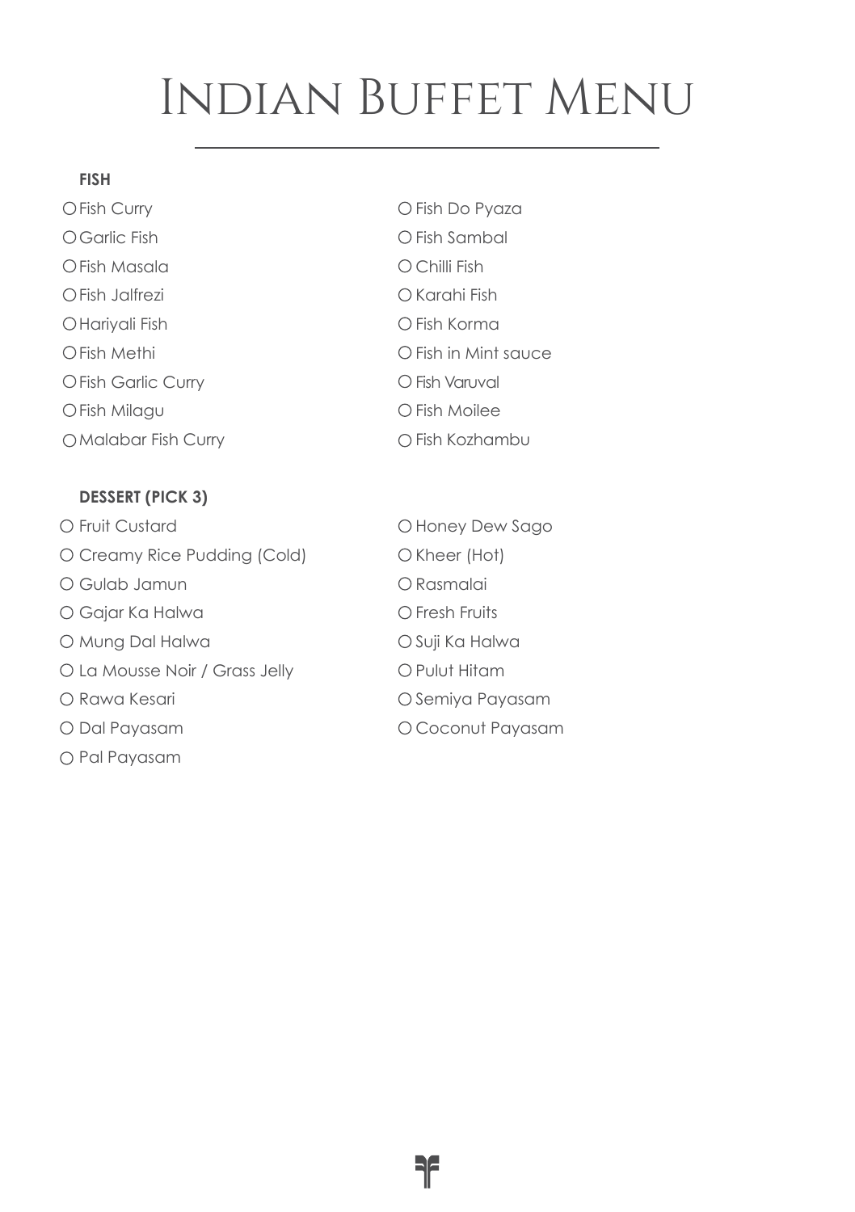# Indian Buffet Menu

### FISH

- ○ Fish Curry
- ○ Garlic Fish
- ○ Fish Masala
- ○ Fish Jalfrezi
- ○ Hariyali Fish
- ○ Fish Methi
- ○ Fish Garlic Curry
- ○ Fish Milagu
- ○ Malabar Fish Curry
- ○ Fish Do Pyaza
- ○ Fish Sambal
- ○ Chilli Fish
- ○ Karahi Fish
- ○ Fish Korma
- ○ Fish in Mint sauce
- ○ Fish Varuval
- ○ Fish Moilee
- ○ Fish Kozhambu

### DESSERT (PICK 3)

- ○ Fruit Custard
- ○ Creamy Rice Pudding (Cold)
- ○ Gulab Jamun
- ○ Gajar Ka Halwa
- ○ Mung Dal Halwa
- ○ La Mousse Noir / Grass Jelly
- ○ Rawa Kesari
- ○ Dal Payasam
- ○ Pal Payasam
- ○ Honey Dew Sago
- ○ Kheer (Hot)
- ○ Rasmalai
- ○ Fresh Fruits
- ○ Suji Ka Halwa
- ○ Pulut Hitam
- ○ Semiya Payasam
- ○ Coconut Payasam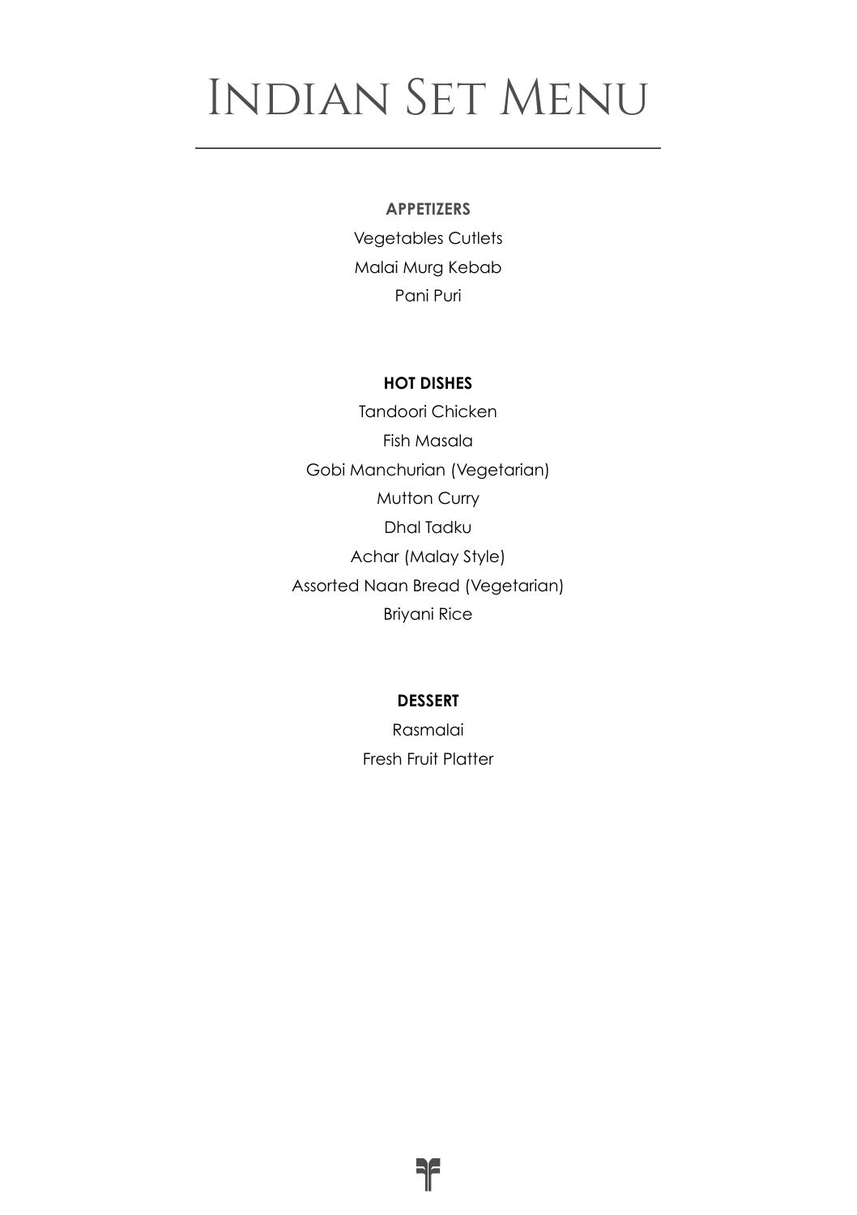# Indian Set Menu

**APPETIZERS**

Vegetables Cutlets

Malai Murg Kebab

Pani Puri

**HOT DISHES**

Tandoori Chicken

Fish Masala

Gobi Manchurian (Vegetarian)

Mutton Curry

Dhal Tadku

Achar (Malay Style)

Assorted Naan Bread (Vegetarian)

Briyani Rice

**DESSERT**

Rasmalai

Fresh Fruit Platter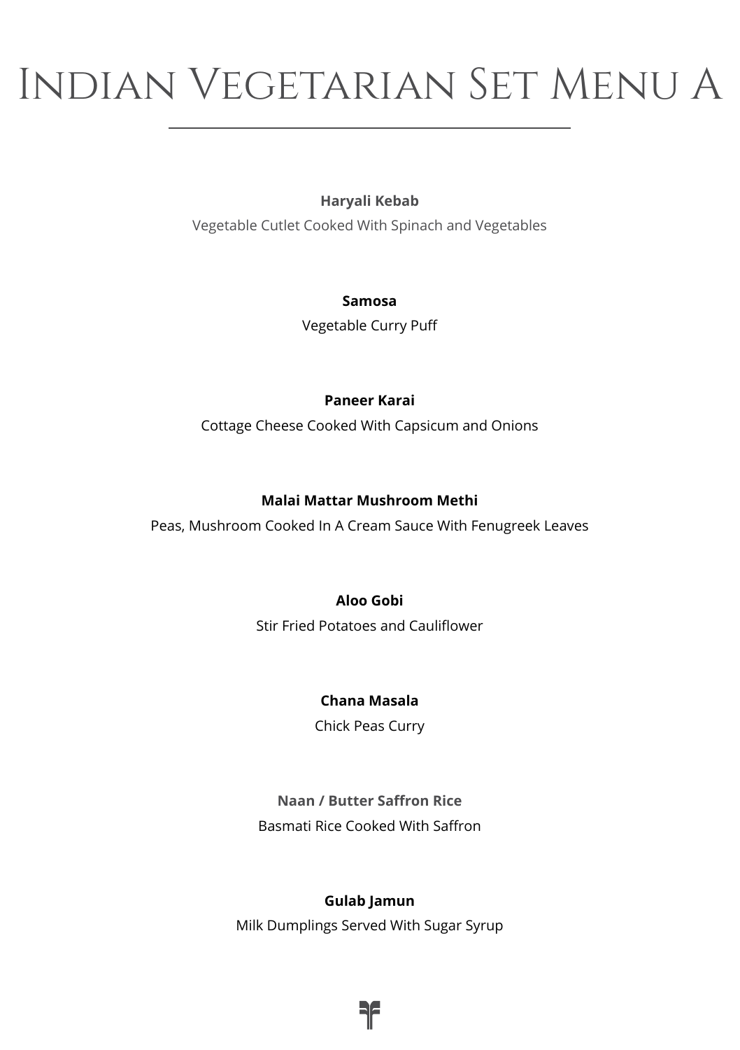# Indian Vegetarian Set Menu A

**Haryali Kebab**
Vegetable Cutlet Cooked With Spinach and Vegetables

**Samosa**
Vegetable Curry Puff

**Paneer Karai**
Cottage Cheese Cooked With Capsicum and Onions

**Malai Mattar Mushroom Methi**
Peas, Mushroom Cooked In A Cream Sauce With Fenugreek Leaves

**Aloo Gobi**
Stir Fried Potatoes and Cauliflower

**Chana Masala**
Chick Peas Curry

**Naan / Butter Saffron Rice**
Basmati Rice Cooked With Saffron

**Gulab Jamun**
Milk Dumplings Served With Sugar Syrup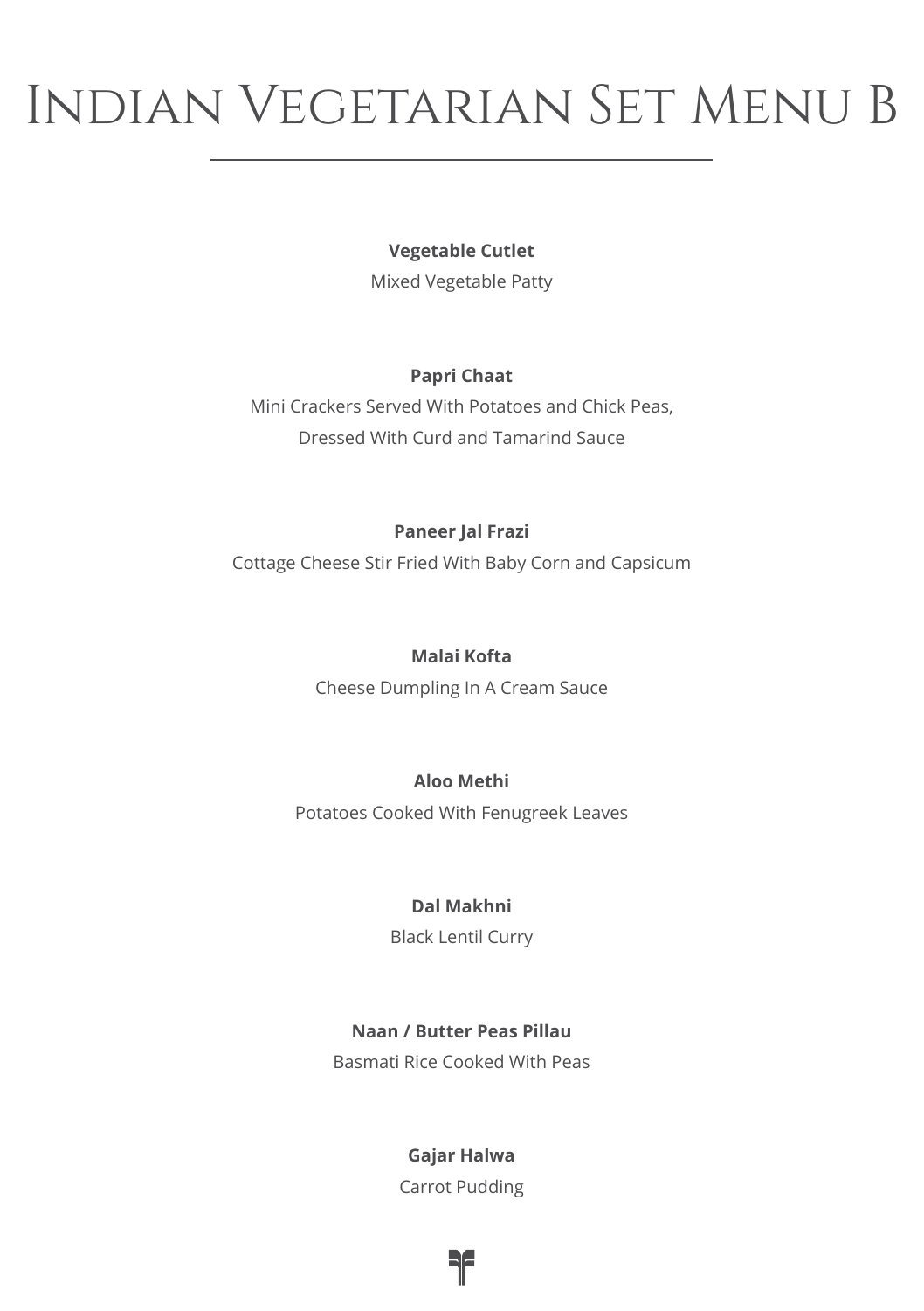# Indian Vegetarian Set Menu B

**Vegetable Cutlet**
Mixed Vegetable Patty

**Papri Chaat**
Mini Crackers Served With Potatoes and Chick Peas,
Dressed With Curd and Tamarind Sauce

**Paneer Jal Frazi**
Cottage Cheese Stir Fried With Baby Corn and Capsicum

**Malai Kofta**
Cheese Dumpling In A Cream Sauce

**Aloo Methi**
Potatoes Cooked With Fenugreek Leaves

**Dal Makhni**
Black Lentil Curry

**Naan / Butter Peas Pillau**
Basmati Rice Cooked With Peas

**Gajar Halwa**
Carrot Pudding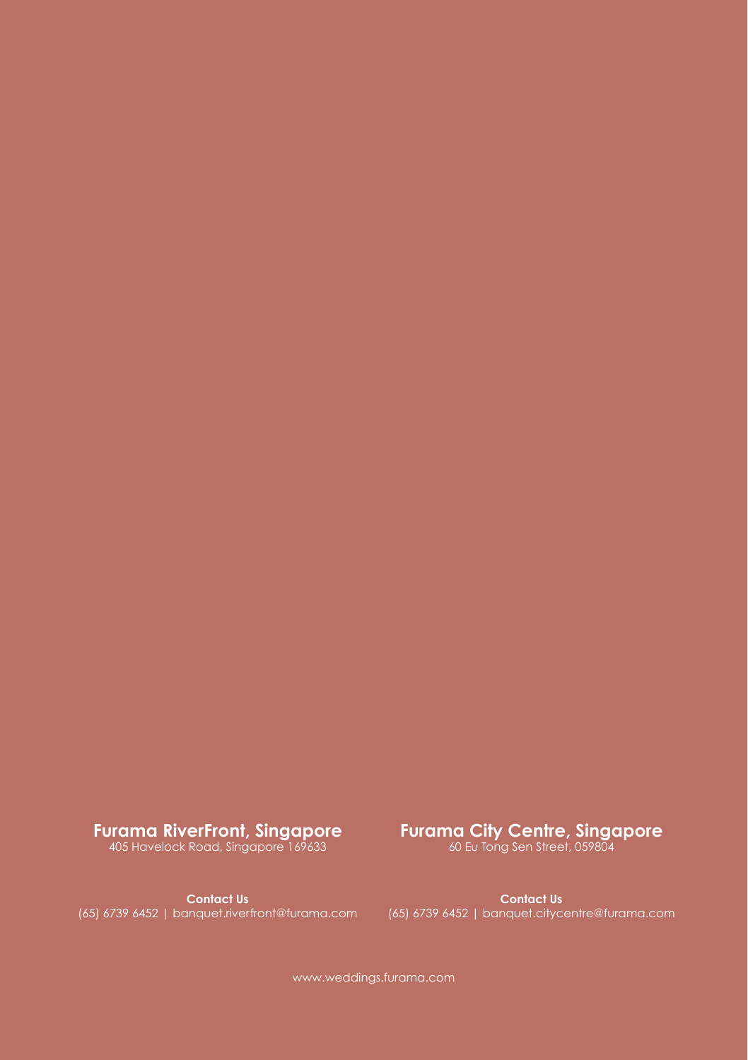**Furama RiverFront, Singapore**
405 Havelock Road, Singapore 169633

**Contact Us**
(65) 6739 6452 | banquet.riverfront@furama.com

**Furama City Centre, Singapore**
60 Eu Tong Sen Street, 059804

**Contact Us**
(65) 6739 6452 | banquet.citycentre@furama.com

www.weddings.furama.com